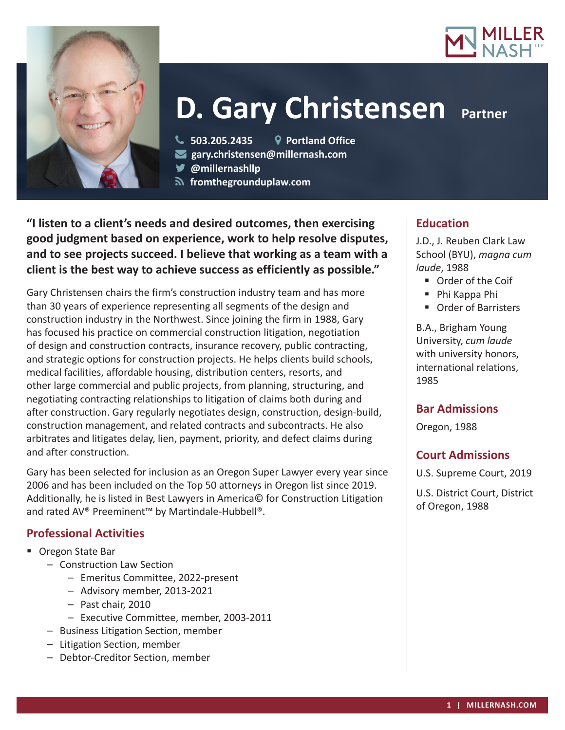# D. Gary Christensen Partner

503.205.2435 | Portland Office
gary.christensen@millernash.com
@millernashllp
fromthegrounduplaw.com

**"I listen to a client's needs and desired outcomes, then exercising good judgment based on experience, work to help resolve disputes, and to see projects succeed. I believe that working as a team with a client is the best way to achieve success as efficiently as possible."**

Gary Christensen chairs the firm's construction industry team and has more than 30 years of experience representing all segments of the design and construction industry in the Northwest. Since joining the firm in 1988, Gary has focused his practice on commercial construction litigation, negotiation of design and construction contracts, insurance recovery, public contracting, and strategic options for construction projects. He helps clients build schools, medical facilities, affordable housing, distribution centers, resorts, and other large commercial and public projects, from planning, structuring, and negotiating contracting relationships to litigation of claims both during and after construction. Gary regularly negotiates design, construction, design-build, construction management, and related contracts and subcontracts. He also arbitrates and litigates delay, lien, payment, priority, and defect claims during and after construction.

Gary has been selected for inclusion as an Oregon Super Lawyer every year since 2006 and has been included on the Top 50 attorneys in Oregon list since 2019. Additionally, he is listed in Best Lawyers in America© for Construction Litigation and rated AV® Preeminent™ by Martindale-Hubbell®.

## Professional Activities

- Oregon State Bar
  - Construction Law Section
    - Emeritus Committee, 2022-present
    - Advisory member, 2013-2021
    - Past chair, 2010
    - Executive Committee, member, 2003-2011
  - Business Litigation Section, member
  - Litigation Section, member
  - Debtor-Creditor Section, member

## Education

J.D., J. Reuben Clark Law School (BYU), *magna cum laude*, 1988

- Order of the Coif
- Phi Kappa Phi
- Order of Barristers

B.A., Brigham Young University, *cum laude* with university honors, international relations, 1985

## Bar Admissions

Oregon, 1988

## Court Admissions

U.S. Supreme Court, 2019

U.S. District Court, District of Oregon, 1988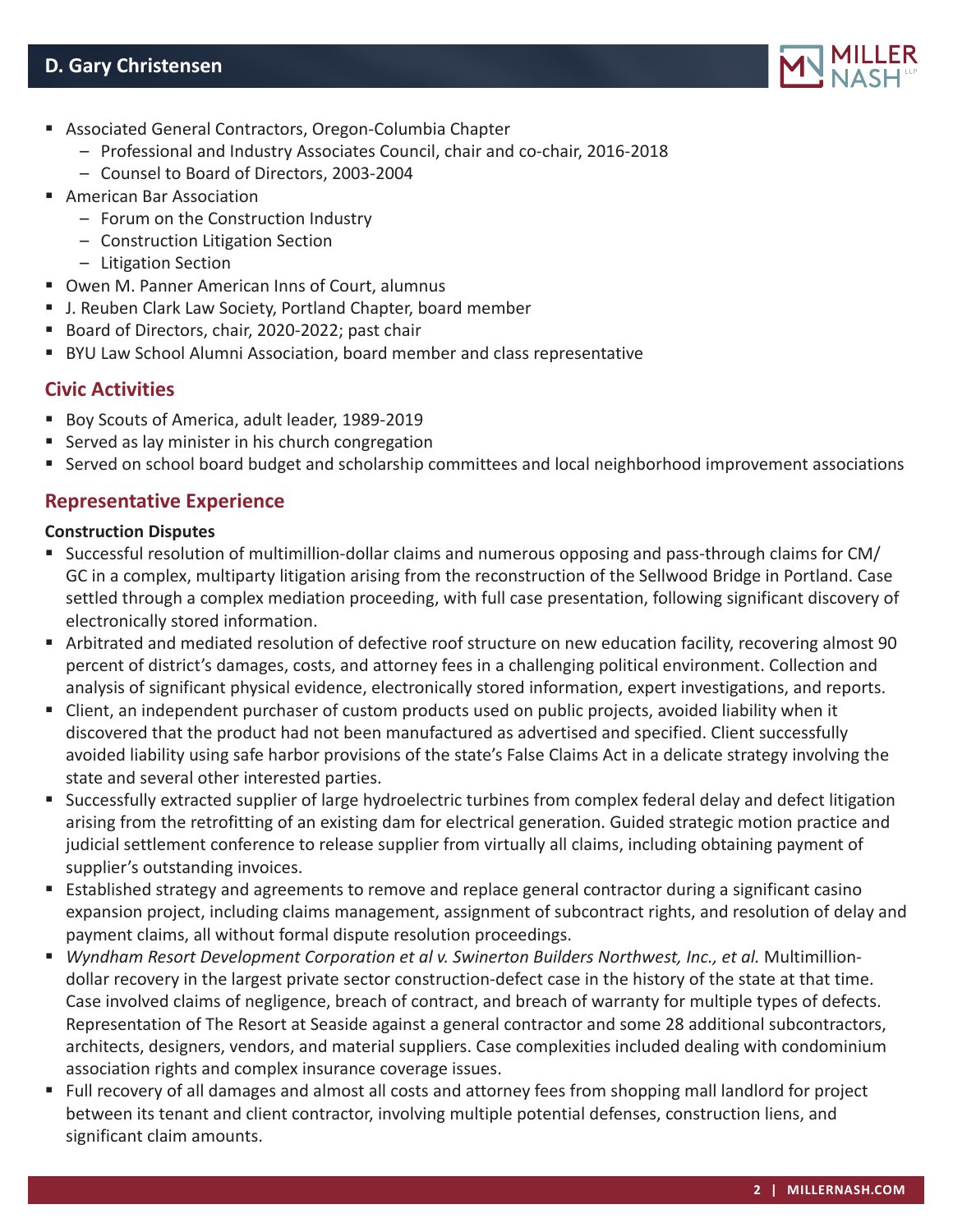- Associated General Contractors, Oregon-Columbia Chapter
  - Professional and Industry Associates Council, chair and co-chair, 2016-2018
  - Counsel to Board of Directors, 2003-2004
- American Bar Association
  - Forum on the Construction Industry
  - Construction Litigation Section
  - Litigation Section
- Owen M. Panner American Inns of Court, alumnus
- J. Reuben Clark Law Society, Portland Chapter, board member
- Board of Directors, chair, 2020-2022; past chair
- BYU Law School Alumni Association, board member and class representative

## Civic Activities

- Boy Scouts of America, adult leader, 1989-2019
- Served as lay minister in his church congregation
- Served on school board budget and scholarship committees and local neighborhood improvement associations

## Representative Experience

**Construction Disputes**

- Successful resolution of multimillion-dollar claims and numerous opposing and pass-through claims for CM/GC in a complex, multiparty litigation arising from the reconstruction of the Sellwood Bridge in Portland. Case settled through a complex mediation proceeding, with full case presentation, following significant discovery of electronically stored information.
- Arbitrated and mediated resolution of defective roof structure on new education facility, recovering almost 90 percent of district's damages, costs, and attorney fees in a challenging political environment. Collection and analysis of significant physical evidence, electronically stored information, expert investigations, and reports.
- Client, an independent purchaser of custom products used on public projects, avoided liability when it discovered that the product had not been manufactured as advertised and specified. Client successfully avoided liability using safe harbor provisions of the state's False Claims Act in a delicate strategy involving the state and several other interested parties.
- Successfully extracted supplier of large hydroelectric turbines from complex federal delay and defect litigation arising from the retrofitting of an existing dam for electrical generation. Guided strategic motion practice and judicial settlement conference to release supplier from virtually all claims, including obtaining payment of supplier's outstanding invoices.
- Established strategy and agreements to remove and replace general contractor during a significant casino expansion project, including claims management, assignment of subcontract rights, and resolution of delay and payment claims, all without formal dispute resolution proceedings.
- *Wyndham Resort Development Corporation et al v. Swinerton Builders Northwest, Inc., et al.* Multimillion-dollar recovery in the largest private sector construction-defect case in the history of the state at that time. Case involved claims of negligence, breach of contract, and breach of warranty for multiple types of defects. Representation of The Resort at Seaside against a general contractor and some 28 additional subcontractors, architects, designers, vendors, and material suppliers. Case complexities included dealing with condominium association rights and complex insurance coverage issues.
- Full recovery of all damages and almost all costs and attorney fees from shopping mall landlord for project between its tenant and client contractor, involving multiple potential defenses, construction liens, and significant claim amounts.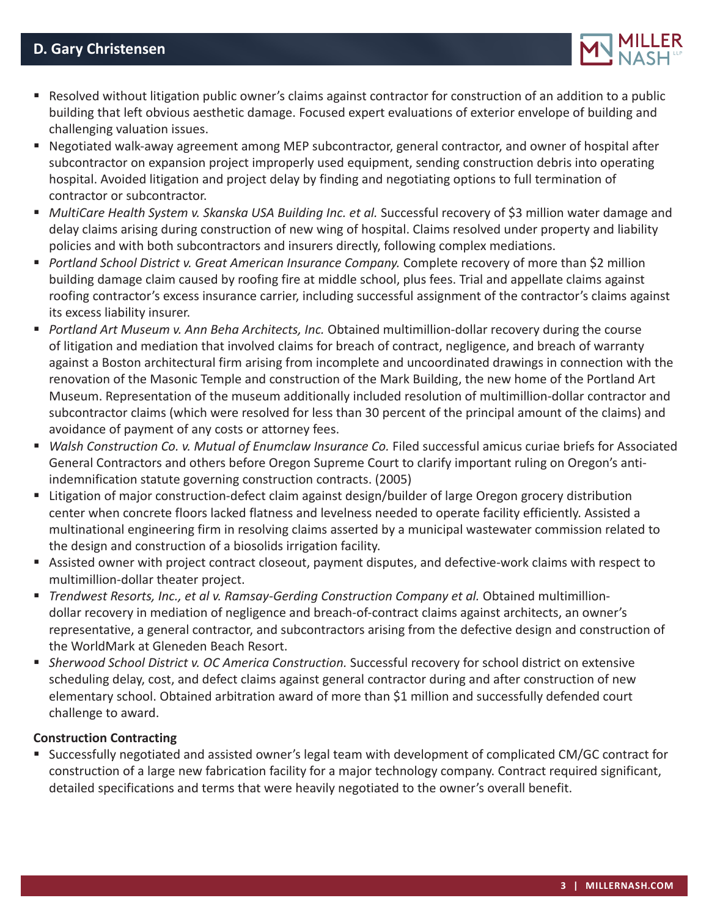- Resolved without litigation public owner's claims against contractor for construction of an addition to a public building that left obvious aesthetic damage. Focused expert evaluations of exterior envelope of building and challenging valuation issues.
- Negotiated walk-away agreement among MEP subcontractor, general contractor, and owner of hospital after subcontractor on expansion project improperly used equipment, sending construction debris into operating hospital. Avoided litigation and project delay by finding and negotiating options to full termination of contractor or subcontractor.
- *MultiCare Health System v. Skanska USA Building Inc. et al.* Successful recovery of $3 million water damage and delay claims arising during construction of new wing of hospital. Claims resolved under property and liability policies and with both subcontractors and insurers directly, following complex mediations.
- *Portland School District v. Great American Insurance Company.* Complete recovery of more than $2 million building damage claim caused by roofing fire at middle school, plus fees. Trial and appellate claims against roofing contractor's excess insurance carrier, including successful assignment of the contractor's claims against its excess liability insurer.
- *Portland Art Museum v. Ann Beha Architects, Inc.* Obtained multimillion-dollar recovery during the course of litigation and mediation that involved claims for breach of contract, negligence, and breach of warranty against a Boston architectural firm arising from incomplete and uncoordinated drawings in connection with the renovation of the Masonic Temple and construction of the Mark Building, the new home of the Portland Art Museum. Representation of the museum additionally included resolution of multimillion-dollar contractor and subcontractor claims (which were resolved for less than 30 percent of the principal amount of the claims) and avoidance of payment of any costs or attorney fees.
- *Walsh Construction Co. v. Mutual of Enumclaw Insurance Co.* Filed successful amicus curiae briefs for Associated General Contractors and others before Oregon Supreme Court to clarify important ruling on Oregon's anti-indemnification statute governing construction contracts. (2005)
- Litigation of major construction-defect claim against design/builder of large Oregon grocery distribution center when concrete floors lacked flatness and levelness needed to operate facility efficiently. Assisted a multinational engineering firm in resolving claims asserted by a municipal wastewater commission related to the design and construction of a biosolids irrigation facility.
- Assisted owner with project contract closeout, payment disputes, and defective-work claims with respect to multimillion-dollar theater project.
- *Trendwest Resorts, Inc., et al v. Ramsay-Gerding Construction Company et al.* Obtained multimillion-dollar recovery in mediation of negligence and breach-of-contract claims against architects, an owner's representative, a general contractor, and subcontractors arising from the defective design and construction of the WorldMark at Gleneden Beach Resort.
- *Sherwood School District v. OC America Construction.* Successful recovery for school district on extensive scheduling delay, cost, and defect claims against general contractor during and after construction of new elementary school. Obtained arbitration award of more than $1 million and successfully defended court challenge to award.

**Construction Contracting**

- Successfully negotiated and assisted owner's legal team with development of complicated CM/GC contract for construction of a large new fabrication facility for a major technology company. Contract required significant, detailed specifications and terms that were heavily negotiated to the owner's overall benefit.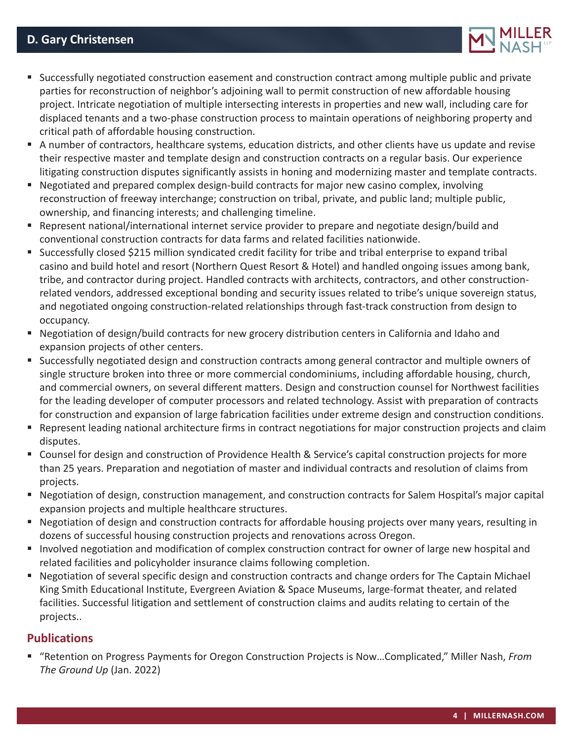- Successfully negotiated construction easement and construction contract among multiple public and private parties for reconstruction of neighbor's adjoining wall to permit construction of new affordable housing project. Intricate negotiation of multiple intersecting interests in properties and new wall, including care for displaced tenants and a two-phase construction process to maintain operations of neighboring property and critical path of affordable housing construction.
- A number of contractors, healthcare systems, education districts, and other clients have us update and revise their respective master and template design and construction contracts on a regular basis. Our experience litigating construction disputes significantly assists in honing and modernizing master and template contracts.
- Negotiated and prepared complex design-build contracts for major new casino complex, involving reconstruction of freeway interchange; construction on tribal, private, and public land; multiple public, ownership, and financing interests; and challenging timeline.
- Represent national/international internet service provider to prepare and negotiate design/build and conventional construction contracts for data farms and related facilities nationwide.
- Successfully closed $215 million syndicated credit facility for tribe and tribal enterprise to expand tribal casino and build hotel and resort (Northern Quest Resort & Hotel) and handled ongoing issues among bank, tribe, and contractor during project. Handled contracts with architects, contractors, and other construction-related vendors, addressed exceptional bonding and security issues related to tribe's unique sovereign status, and negotiated ongoing construction-related relationships through fast-track construction from design to occupancy.
- Negotiation of design/build contracts for new grocery distribution centers in California and Idaho and expansion projects of other centers.
- Successfully negotiated design and construction contracts among general contractor and multiple owners of single structure broken into three or more commercial condominiums, including affordable housing, church, and commercial owners, on several different matters. Design and construction counsel for Northwest facilities for the leading developer of computer processors and related technology. Assist with preparation of contracts for construction and expansion of large fabrication facilities under extreme design and construction conditions.
- Represent leading national architecture firms in contract negotiations for major construction projects and claim disputes.
- Counsel for design and construction of Providence Health & Service's capital construction projects for more than 25 years. Preparation and negotiation of master and individual contracts and resolution of claims from projects.
- Negotiation of design, construction management, and construction contracts for Salem Hospital's major capital expansion projects and multiple healthcare structures.
- Negotiation of design and construction contracts for affordable housing projects over many years, resulting in dozens of successful housing construction projects and renovations across Oregon.
- Involved negotiation and modification of complex construction contract for owner of large new hospital and related facilities and policyholder insurance claims following completion.
- Negotiation of several specific design and construction contracts and change orders for The Captain Michael King Smith Educational Institute, Evergreen Aviation & Space Museums, large-format theater, and related facilities. Successful litigation and settlement of construction claims and audits relating to certain of the projects..

## Publications

- "Retention on Progress Payments for Oregon Construction Projects is Now…Complicated," Miller Nash, *From The Ground Up* (Jan. 2022)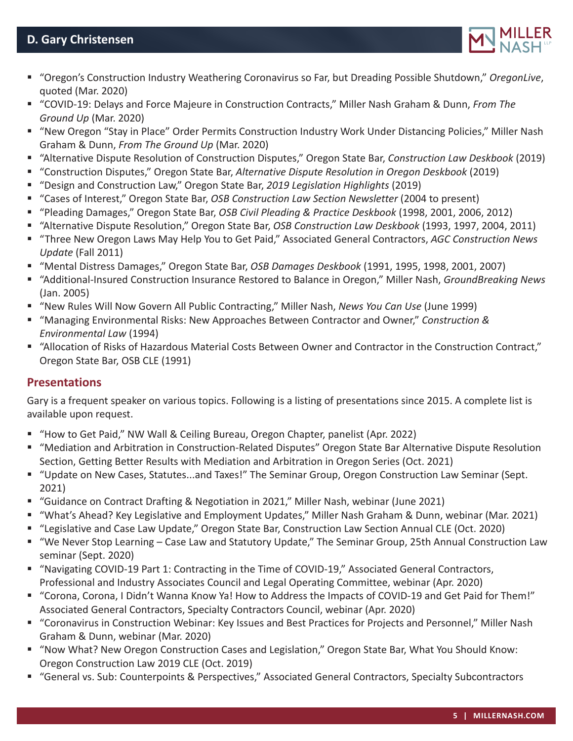- "Oregon's Construction Industry Weathering Coronavirus so Far, but Dreading Possible Shutdown," *OregonLive*, quoted (Mar. 2020)
- "COVID-19: Delays and Force Majeure in Construction Contracts," Miller Nash Graham & Dunn, *From The Ground Up* (Mar. 2020)
- "New Oregon "Stay in Place" Order Permits Construction Industry Work Under Distancing Policies," Miller Nash Graham & Dunn, *From The Ground Up* (Mar. 2020)
- "Alternative Dispute Resolution of Construction Disputes," Oregon State Bar, *Construction Law Deskbook* (2019)
- "Construction Disputes," Oregon State Bar, *Alternative Dispute Resolution in Oregon Deskbook* (2019)
- "Design and Construction Law," Oregon State Bar, *2019 Legislation Highlights* (2019)
- "Cases of Interest," Oregon State Bar, *OSB Construction Law Section Newsletter* (2004 to present)
- "Pleading Damages," Oregon State Bar, *OSB Civil Pleading & Practice Deskbook* (1998, 2001, 2006, 2012)
- "Alternative Dispute Resolution," Oregon State Bar, *OSB Construction Law Deskbook* (1993, 1997, 2004, 2011)
- "Three New Oregon Laws May Help You to Get Paid," Associated General Contractors, *AGC Construction News Update* (Fall 2011)
- "Mental Distress Damages," Oregon State Bar, *OSB Damages Deskbook* (1991, 1995, 1998, 2001, 2007)
- "Additional-Insured Construction Insurance Restored to Balance in Oregon," Miller Nash, *GroundBreaking News* (Jan. 2005)
- "New Rules Will Now Govern All Public Contracting," Miller Nash, *News You Can Use* (June 1999)
- "Managing Environmental Risks: New Approaches Between Contractor and Owner," *Construction & Environmental Law* (1994)
- "Allocation of Risks of Hazardous Material Costs Between Owner and Contractor in the Construction Contract," Oregon State Bar, OSB CLE (1991)

## Presentations

Gary is a frequent speaker on various topics. Following is a listing of presentations since 2015. A complete list is available upon request.

- "How to Get Paid," NW Wall & Ceiling Bureau, Oregon Chapter, panelist (Apr. 2022)
- "Mediation and Arbitration in Construction-Related Disputes" Oregon State Bar Alternative Dispute Resolution Section, Getting Better Results with Mediation and Arbitration in Oregon Series (Oct. 2021)
- "Update on New Cases, Statutes...and Taxes!" The Seminar Group, Oregon Construction Law Seminar (Sept. 2021)
- "Guidance on Contract Drafting & Negotiation in 2021," Miller Nash, webinar (June 2021)
- "What's Ahead? Key Legislative and Employment Updates," Miller Nash Graham & Dunn, webinar (Mar. 2021)
- "Legislative and Case Law Update," Oregon State Bar, Construction Law Section Annual CLE (Oct. 2020)
- "We Never Stop Learning – Case Law and Statutory Update," The Seminar Group, 25th Annual Construction Law seminar (Sept. 2020)
- "Navigating COVID-19 Part 1: Contracting in the Time of COVID-19," Associated General Contractors, Professional and Industry Associates Council and Legal Operating Committee, webinar (Apr. 2020)
- "Corona, Corona, I Didn't Wanna Know Ya! How to Address the Impacts of COVID-19 and Get Paid for Them!" Associated General Contractors, Specialty Contractors Council, webinar (Apr. 2020)
- "Coronavirus in Construction Webinar: Key Issues and Best Practices for Projects and Personnel," Miller Nash Graham & Dunn, webinar (Mar. 2020)
- "Now What? New Oregon Construction Cases and Legislation," Oregon State Bar, What You Should Know: Oregon Construction Law 2019 CLE (Oct. 2019)
- "General vs. Sub: Counterpoints & Perspectives," Associated General Contractors, Specialty Subcontractors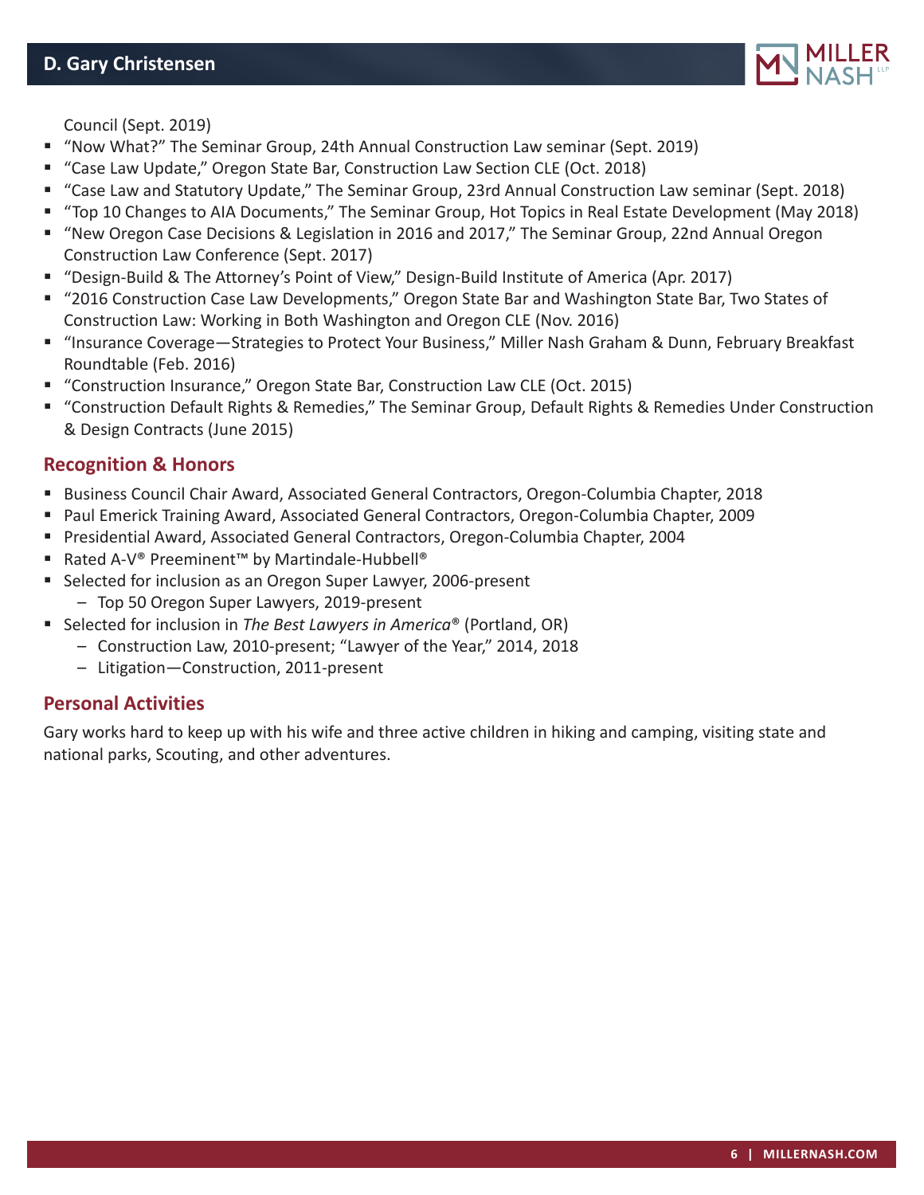Council (Sept. 2019)

- "Now What?" The Seminar Group, 24th Annual Construction Law seminar (Sept. 2019)
- "Case Law Update," Oregon State Bar, Construction Law Section CLE (Oct. 2018)
- "Case Law and Statutory Update," The Seminar Group, 23rd Annual Construction Law seminar (Sept. 2018)
- "Top 10 Changes to AIA Documents," The Seminar Group, Hot Topics in Real Estate Development (May 2018)
- "New Oregon Case Decisions & Legislation in 2016 and 2017," The Seminar Group, 22nd Annual Oregon Construction Law Conference (Sept. 2017)
- "Design-Build & The Attorney's Point of View," Design-Build Institute of America (Apr. 2017)
- "2016 Construction Case Law Developments," Oregon State Bar and Washington State Bar, Two States of Construction Law: Working in Both Washington and Oregon CLE (Nov. 2016)
- "Insurance Coverage—Strategies to Protect Your Business," Miller Nash Graham & Dunn, February Breakfast Roundtable (Feb. 2016)
- "Construction Insurance," Oregon State Bar, Construction Law CLE (Oct. 2015)
- "Construction Default Rights & Remedies," The Seminar Group, Default Rights & Remedies Under Construction & Design Contracts (June 2015)

## Recognition & Honors

- Business Council Chair Award, Associated General Contractors, Oregon-Columbia Chapter, 2018
- Paul Emerick Training Award, Associated General Contractors, Oregon-Columbia Chapter, 2009
- Presidential Award, Associated General Contractors, Oregon-Columbia Chapter, 2004
- Rated A-V® Preeminent™ by Martindale-Hubbell®
- Selected for inclusion as an Oregon Super Lawyer, 2006-present
  - Top 50 Oregon Super Lawyers, 2019-present
- Selected for inclusion in *The Best Lawyers in America*® (Portland, OR)
  - Construction Law, 2010-present; "Lawyer of the Year," 2014, 2018
  - Litigation—Construction, 2011-present

## Personal Activities

Gary works hard to keep up with his wife and three active children in hiking and camping, visiting state and national parks, Scouting, and other adventures.